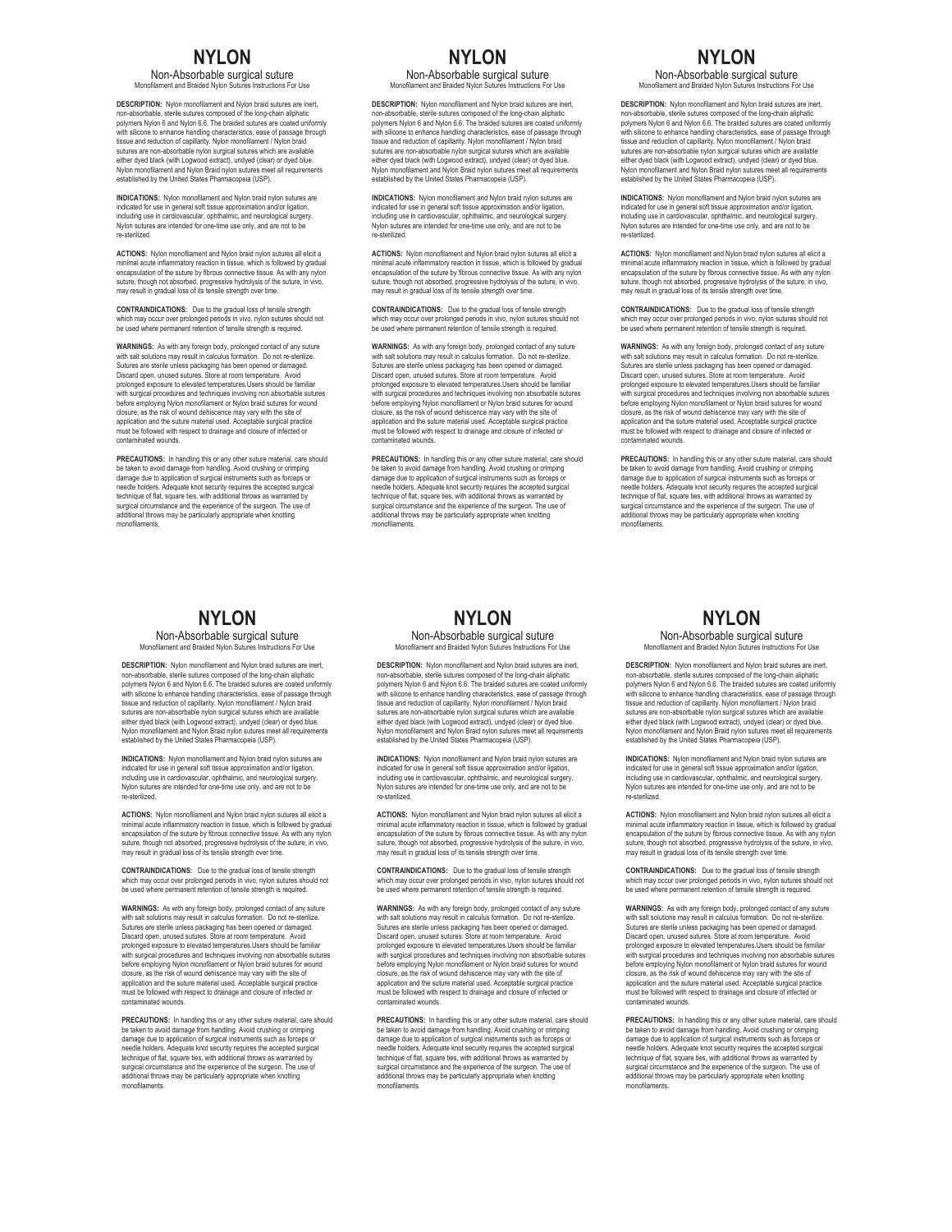# NYLON

## Non-Absorbable surgical suture

Monofilament and Braided Nylon Sutures Instructions For Use

**DESCRIPTION:** Nylon monofilament and Nylon braid sutures are inert, non-absorbable, sterile sutures composed of the long-chain aliphatic polymers Nylon 6 and Nylon 6.6. The braided sutures are coated uniformly with silicone to enhance handling characteristics, ease of passage through tissue and reduction of capillarity. Nylon monofilament / Nylon braid sutures are non-absorbable nylon surgical sutures which are available either dyed black (with Logwood extract), undyed (clear) or dyed blue. Nylon monofilament and Nylon Braid nylon sutures meet all requirements established by the United States Pharmacopeia (USP).

**INDICATIONS:** Nylon monofilament and Nylon braid nylon sutures are indicated for use in general soft tissue approximation and/or ligation, including use in cardiovascular, ophthalmic, and neurological surgery. Nylon sutures are intended for one-time use only, and are not to be re-sterilized.

**ACTIONS:** Nylon monofilament and Nylon braid nylon sutures all elicit a minimal acute inflammatory reaction in tissue, which is followed by gradual encapsulation of the suture by fibrous connective tissue. As with any nylon suture, though not absorbed, progressive hydrolysis of the suture, in vivo, may result in gradual loss of its tensile strength over time.

**CONTRAINDICATIONS:** Due to the gradual loss of tensile strength which may occur over prolonged periods in vivo, nylon sutures should not be used where permanent retention of tensile strength is required.

**WARNINGS:** As with any foreign body, prolonged contact of any suture with salt solutions may result in calculus formation. Do not re-sterilize. Sutures are sterile unless packaging has been opened or damaged. Discard open, unused sutures. Store at room temperature. Avoid prolonged exposure to elevated temperatures.Users should be familiar with surgical procedures and techniques involving non absorbable sutures before employing Nylon monofilament or Nylon braid sutures for wound closure, as the risk of wound dehiscence may vary with the site of application and the suture material used. Acceptable surgical practice must be followed with respect to drainage and closure of infected or contaminated wounds.

**PRECAUTIONS:** In handling this or any other suture material, care should be taken to avoid damage from handling. Avoid crushing or crimping damage due to application of surgical instruments such as forceps or needle holders. Adequate knot security requires the accepted surgical technique of flat, square ties, with additional throws as warranted by surgical circumstance and the experience of the surgeon. The use of additional throws may be particularly appropriate when knotting monofilaments.

# NYLON

## Non-Absorbable surgical suture

Monofilament and Braided Nylon Sutures Instructions For Use

**DESCRIPTION:** Nylon monofilament and Nylon braid sutures are inert, non-absorbable, sterile sutures composed of the long-chain aliphatic polymers Nylon 6 and Nylon 6.6. The braided sutures are coated uniformly with silicone to enhance handling characteristics, ease of passage through tissue and reduction of capillarity. Nylon monofilament / Nylon braid sutures are non-absorbable nylon surgical sutures which are available either dyed black (with Logwood extract), undyed (clear) or dyed blue. Nylon monofilament and Nylon Braid nylon sutures meet all requirements established by the United States Pharmacopeia (USP).

**INDICATIONS:** Nylon monofilament and Nylon braid nylon sutures are indicated for use in general soft tissue approximation and/or ligation, including use in cardiovascular, ophthalmic, and neurological surgery. Nylon sutures are intended for one-time use only, and are not to be re-sterilized.

**ACTIONS:** Nylon monofilament and Nylon braid nylon sutures all elicit a minimal acute inflammatory reaction in tissue, which is followed by gradual encapsulation of the suture by fibrous connective tissue. As with any nylon suture, though not absorbed, progressive hydrolysis of the suture, in vivo, may result in gradual loss of its tensile strength over time.

**CONTRAINDICATIONS:** Due to the gradual loss of tensile strength which may occur over prolonged periods in vivo, nylon sutures should not be used where permanent retention of tensile strength is required.

**WARNINGS:** As with any foreign body, prolonged contact of any suture with salt solutions may result in calculus formation. Do not re-sterilize. Sutures are sterile unless packaging has been opened or damaged. Discard open, unused sutures. Store at room temperature. Avoid prolonged exposure to elevated temperatures.Users should be familiar with surgical procedures and techniques involving non absorbable sutures before employing Nylon monofilament or Nylon braid sutures for wound closure, as the risk of wound dehiscence may vary with the site of application and the suture material used. Acceptable surgical practice must be followed with respect to drainage and closure of infected or contaminated wounds.

**PRECAUTIONS:** In handling this or any other suture material, care should be taken to avoid damage from handling. Avoid crushing or crimping damage due to application of surgical instruments such as forceps or needle holders. Adequate knot security requires the accepted surgical technique of flat, square ties, with additional throws as warranted by surgical circumstance and the experience of the surgeon. The use of additional throws may be particularly appropriate when knotting monofilaments.

# NYLON

## Non-Absorbable surgical suture

Monofilament and Braided Nylon Sutures Instructions For Use

**DESCRIPTION:** Nylon monofilament and Nylon braid sutures are inert, non-absorbable, sterile sutures composed of the long-chain aliphatic polymers Nylon 6 and Nylon 6.6. The braided sutures are coated uniformly with silicone to enhance handling characteristics, ease of passage through tissue and reduction of capillarity. Nylon monofilament / Nylon braid sutures are non-absorbable nylon surgical sutures which are available either dyed black (with Logwood extract), undyed (clear) or dyed blue. Nylon monofilament and Nylon Braid nylon sutures meet all requirements established by the United States Pharmacopeia (USP).

**INDICATIONS:** Nylon monofilament and Nylon braid nylon sutures are indicated for use in general soft tissue approximation and/or ligation, including use in cardiovascular, ophthalmic, and neurological surgery. Nylon sutures are intended for one-time use only, and are not to be re-sterilized.

**ACTIONS:** Nylon monofilament and Nylon braid nylon sutures all elicit a minimal acute inflammatory reaction in tissue, which is followed by gradual encapsulation of the suture by fibrous connective tissue. As with any nylon suture, though not absorbed, progressive hydrolysis of the suture, in vivo, may result in gradual loss of its tensile strength over time.

**CONTRAINDICATIONS:** Due to the gradual loss of tensile strength which may occur over prolonged periods in vivo, nylon sutures should not be used where permanent retention of tensile strength is required.

**WARNINGS:** As with any foreign body, prolonged contact of any suture with salt solutions may result in calculus formation. Do not re-sterilize. Sutures are sterile unless packaging has been opened or damaged. Discard open, unused sutures. Store at room temperature. Avoid prolonged exposure to elevated temperatures.Users should be familiar with surgical procedures and techniques involving non absorbable sutures before employing Nylon monofilament or Nylon braid sutures for wound closure, as the risk of wound dehiscence may vary with the site of application and the suture material used. Acceptable surgical practice must be followed with respect to drainage and closure of infected or contaminated wounds.

**PRECAUTIONS:** In handling this or any other suture material, care should be taken to avoid damage from handling. Avoid crushing or crimping damage due to application of surgical instruments such as forceps or needle holders. Adequate knot security requires the accepted surgical technique of flat, square ties, with additional throws as warranted by surgical circumstance and the experience of the surgeon. The use of additional throws may be particularly appropriate when knotting monofilaments.

# NYLON

## Non-Absorbable surgical suture

Monofilament and Braided Nylon Sutures Instructions For Use

**DESCRIPTION:** Nylon monofilament and Nylon braid sutures are inert, non-absorbable, sterile sutures composed of the long-chain aliphatic polymers Nylon 6 and Nylon 6.6. The braided sutures are coated uniformly with silicone to enhance handling characteristics, ease of passage through tissue and reduction of capillarity. Nylon monofilament / Nylon braid sutures are non-absorbable nylon surgical sutures which are available either dyed black (with Logwood extract), undyed (clear) or dyed blue. Nylon monofilament and Nylon Braid nylon sutures meet all requirements established by the United States Pharmacopeia (USP).

**INDICATIONS:** Nylon monofilament and Nylon braid nylon sutures are indicated for use in general soft tissue approximation and/or ligation, including use in cardiovascular, ophthalmic, and neurological surgery. Nylon sutures are intended for one-time use only, and are not to be re-sterilized.

**ACTIONS:** Nylon monofilament and Nylon braid nylon sutures all elicit a minimal acute inflammatory reaction in tissue, which is followed by gradual encapsulation of the suture by fibrous connective tissue. As with any nylon suture, though not absorbed, progressive hydrolysis of the suture, in vivo, may result in gradual loss of its tensile strength over time.

**CONTRAINDICATIONS:** Due to the gradual loss of tensile strength which may occur over prolonged periods in vivo, nylon sutures should not be used where permanent retention of tensile strength is required.

**WARNINGS:** As with any foreign body, prolonged contact of any suture with salt solutions may result in calculus formation. Do not re-sterilize. Sutures are sterile unless packaging has been opened or damaged. Discard open, unused sutures. Store at room temperature. Avoid prolonged exposure to elevated temperatures.Users should be familiar with surgical procedures and techniques involving non absorbable sutures before employing Nylon monofilament or Nylon braid sutures for wound closure, as the risk of wound dehiscence may vary with the site of application and the suture material used. Acceptable surgical practice must be followed with respect to drainage and closure of infected or contaminated wounds.

**PRECAUTIONS:** In handling this or any other suture material, care should be taken to avoid damage from handling. Avoid crushing or crimping damage due to application of surgical instruments such as forceps or needle holders. Adequate knot security requires the accepted surgical technique of flat, square ties, with additional throws as warranted by surgical circumstance and the experience of the surgeon. The use of additional throws may be particularly appropriate when knotting monofilaments.

# NYLON

## Non-Absorbable surgical suture

Monofilament and Braided Nylon Sutures Instructions For Use

**DESCRIPTION:** Nylon monofilament and Nylon braid sutures are inert, non-absorbable, sterile sutures composed of the long-chain aliphatic polymers Nylon 6 and Nylon 6.6. The braided sutures are coated uniformly with silicone to enhance handling characteristics, ease of passage through tissue and reduction of capillarity. Nylon monofilament / Nylon braid sutures are non-absorbable nylon surgical sutures which are available either dyed black (with Logwood extract), undyed (clear) or dyed blue. Nylon monofilament and Nylon Braid nylon sutures meet all requirements established by the United States Pharmacopeia (USP).

**INDICATIONS:** Nylon monofilament and Nylon braid nylon sutures are indicated for use in general soft tissue approximation and/or ligation, including use in cardiovascular, ophthalmic, and neurological surgery. Nylon sutures are intended for one-time use only, and are not to be re-sterilized.

**ACTIONS:** Nylon monofilament and Nylon braid nylon sutures all elicit a minimal acute inflammatory reaction in tissue, which is followed by gradual encapsulation of the suture by fibrous connective tissue. As with any nylon suture, though not absorbed, progressive hydrolysis of the suture, in vivo, may result in gradual loss of its tensile strength over time.

**CONTRAINDICATIONS:** Due to the gradual loss of tensile strength which may occur over prolonged periods in vivo, nylon sutures should not be used where permanent retention of tensile strength is required.

**WARNINGS:** As with any foreign body, prolonged contact of any suture with salt solutions may result in calculus formation. Do not re-sterilize. Sutures are sterile unless packaging has been opened or damaged. Discard open, unused sutures. Store at room temperature. Avoid prolonged exposure to elevated temperatures.Users should be familiar with surgical procedures and techniques involving non absorbable sutures before employing Nylon monofilament or Nylon braid sutures for wound closure, as the risk of wound dehiscence may vary with the site of application and the suture material used. Acceptable surgical practice must be followed with respect to drainage and closure of infected or contaminated wounds.

**PRECAUTIONS:** In handling this or any other suture material, care should be taken to avoid damage from handling. Avoid crushing or crimping damage due to application of surgical instruments such as forceps or needle holders. Adequate knot security requires the accepted surgical technique of flat, square ties, with additional throws as warranted by surgical circumstance and the experience of the surgeon. The use of additional throws may be particularly appropriate when knotting monofilaments.

# NYLON

## Non-Absorbable surgical suture

Monofilament and Braided Nylon Sutures Instructions For Use

**DESCRIPTION:** Nylon monofilament and Nylon braid sutures are inert, non-absorbable, sterile sutures composed of the long-chain aliphatic polymers Nylon 6 and Nylon 6.6. The braided sutures are coated uniformly with silicone to enhance handling characteristics, ease of passage through tissue and reduction of capillarity. Nylon monofilament / Nylon braid sutures are non-absorbable nylon surgical sutures which are available either dyed black (with Logwood extract), undyed (clear) or dyed blue. Nylon monofilament and Nylon Braid nylon sutures meet all requirements established by the United States Pharmacopeia (USP).

**INDICATIONS:** Nylon monofilament and Nylon braid nylon sutures are indicated for use in general soft tissue approximation and/or ligation, including use in cardiovascular, ophthalmic, and neurological surgery. Nylon sutures are intended for one-time use only, and are not to be re-sterilized.

**ACTIONS:** Nylon monofilament and Nylon braid nylon sutures all elicit a minimal acute inflammatory reaction in tissue, which is followed by gradual encapsulation of the suture by fibrous connective tissue. As with any nylon suture, though not absorbed, progressive hydrolysis of the suture, in vivo, may result in gradual loss of its tensile strength over time.

**CONTRAINDICATIONS:** Due to the gradual loss of tensile strength which may occur over prolonged periods in vivo, nylon sutures should not be used where permanent retention of tensile strength is required.

**WARNINGS:** As with any foreign body, prolonged contact of any suture with salt solutions may result in calculus formation. Do not re-sterilize. Sutures are sterile unless packaging has been opened or damaged. Discard open, unused sutures. Store at room temperature. Avoid prolonged exposure to elevated temperatures.Users should be familiar with surgical procedures and techniques involving non absorbable sutures before employing Nylon monofilament or Nylon braid sutures for wound closure, as the risk of wound dehiscence may vary with the site of application and the suture material used. Acceptable surgical practice must be followed with respect to drainage and closure of infected or contaminated wounds.

**PRECAUTIONS:** In handling this or any other suture material, care should be taken to avoid damage from handling. Avoid crushing or crimping damage due to application of surgical instruments such as forceps or needle holders. Adequate knot security requires the accepted surgical technique of flat, square ties, with additional throws as warranted by surgical circumstance and the experience of the surgeon. The use of additional throws may be particularly appropriate when knotting monofilaments.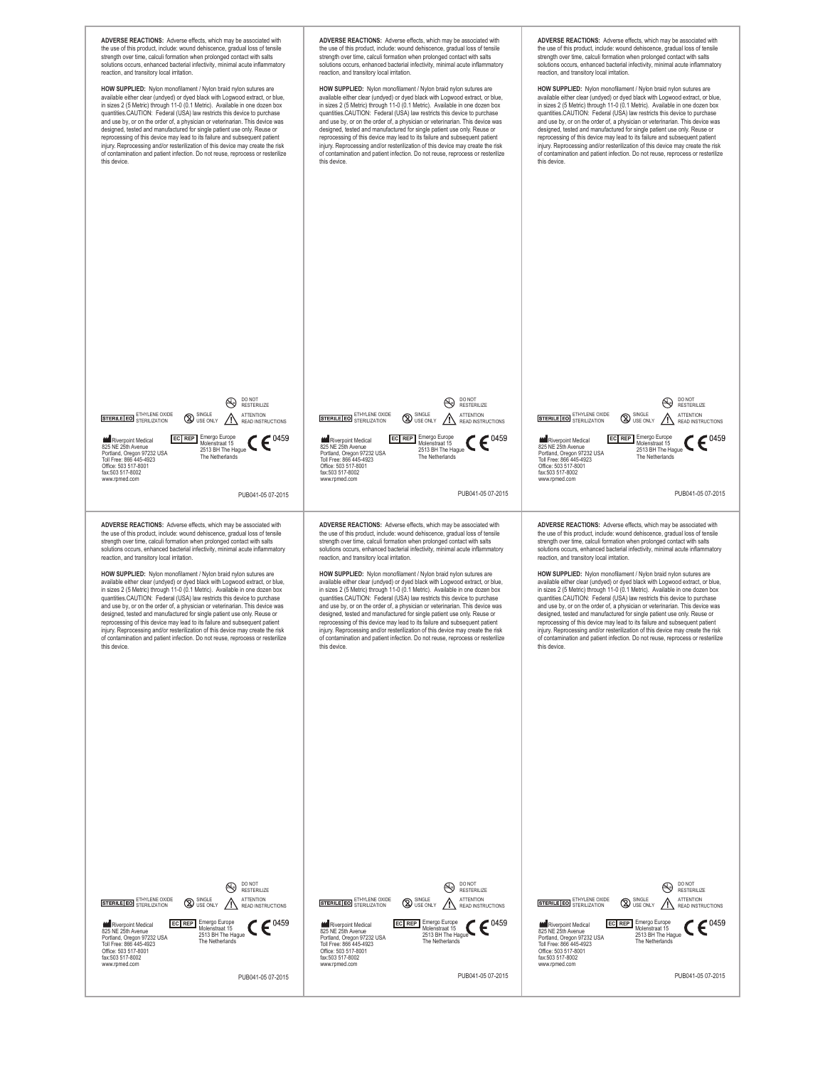**ADVERSE REACTIONS:** Adverse effects, which may be associated with the use of this product, include: wound dehiscence, gradual loss of tensile strength over time, calculi formation when prolonged contact with salts solutions occurs, enhanced bacterial infectivity, minimal acute inflammatory reaction, and transitory local irritation.

**HOW SUPPLIED:** Nylon monofilament / Nylon braid nylon sutures are available either clear (undyed) or dyed black with Logwood extract, or blue, in sizes 2 (5 Metric) through 11-0 (0.1 Metric). Available in one dozen box quantities.CAUTION: Federal (USA) law restricts this device to purchase and use by, or on the order of, a physician or veterinarian. This device was designed, tested and manufactured for single patient use only. Reuse or reprocessing of this device may lead to its failure and subsequent patient injury. Reprocessing and/or resterilization of this device may create the risk of contamination and patient infection. Do not reuse, reprocess or resterilize this device.

DO NOT RESTERILIZE

STERILE EO ETHYLENE OXIDE STERILIZATION

SINGLE USE ONLY

ATTENTION READ INSTRUCTIONS

Riverpoint Medical
825 NE 25th Avenue
Portland, Oregon 97232 USA
Toll Free: 866 445-4923
Office: 503 517-8001
fax:503 517-8002
www.rpmed.com

EC REP Emergo Europe
Molenstraat 15
2513 BH The Hague
The Netherlands

CE 0459

PUB041-05 07-2015

---

**ADVERSE REACTIONS:** Adverse effects, which may be associated with the use of this product, include: wound dehiscence, gradual loss of tensile strength over time, calculi formation when prolonged contact with salts solutions occurs, enhanced bacterial infectivity, minimal acute inflammatory reaction, and transitory local irritation.

**HOW SUPPLIED:** Nylon monofilament / Nylon braid nylon sutures are available either clear (undyed) or dyed black with Logwood extract, or blue, in sizes 2 (5 Metric) through 11-0 (0.1 Metric). Available in one dozen box quantities.CAUTION: Federal (USA) law restricts this device to purchase and use by, or on the order of, a physician or veterinarian. This device was designed, tested and manufactured for single patient use only. Reuse or reprocessing of this device may lead to its failure and subsequent patient injury. Reprocessing and/or resterilization of this device may create the risk of contamination and patient infection. Do not reuse, reprocess or resterilize this device.

DO NOT RESTERILIZE

STERILE EO ETHYLENE OXIDE STERILIZATION

SINGLE USE ONLY

ATTENTION READ INSTRUCTIONS

Riverpoint Medical
825 NE 25th Avenue
Portland, Oregon 97232 USA
Toll Free: 866 445-4923
Office: 503 517-8001
fax:503 517-8002
www.rpmed.com

EC REP Emergo Europe
Molenstraat 15
2513 BH The Hague
The Netherlands

CE 0459

PUB041-05 07-2015

---

**ADVERSE REACTIONS:** Adverse effects, which may be associated with the use of this product, include: wound dehiscence, gradual loss of tensile strength over time, calculi formation when prolonged contact with salts solutions occurs, enhanced bacterial infectivity, minimal acute inflammatory reaction, and transitory local irritation.

**HOW SUPPLIED:** Nylon monofilament / Nylon braid nylon sutures are available either clear (undyed) or dyed black with Logwood extract, or blue, in sizes 2 (5 Metric) through 11-0 (0.1 Metric). Available in one dozen box quantities.CAUTION: Federal (USA) law restricts this device to purchase and use by, or on the order of, a physician or veterinarian. This device was designed, tested and manufactured for single patient use only. Reuse or reprocessing of this device may lead to its failure and subsequent patient injury. Reprocessing and/or resterilization of this device may create the risk of contamination and patient infection. Do not reuse, reprocess or resterilize this device.

DO NOT RESTERILIZE

STERILE EO ETHYLENE OXIDE STERILIZATION

SINGLE USE ONLY

ATTENTION READ INSTRUCTIONS

Riverpoint Medical
825 NE 25th Avenue
Portland, Oregon 97232 USA
Toll Free: 866 445-4923
Office: 503 517-8001
fax:503 517-8002
www.rpmed.com

EC REP Emergo Europe
Molenstraat 15
2513 BH The Hague
The Netherlands

CE 0459

PUB041-05 07-2015

---

**ADVERSE REACTIONS:** Adverse effects, which may be associated with the use of this product, include: wound dehiscence, gradual loss of tensile strength over time, calculi formation when prolonged contact with salts solutions occurs, enhanced bacterial infectivity, minimal acute inflammatory reaction, and transitory local irritation.

**HOW SUPPLIED:** Nylon monofilament / Nylon braid nylon sutures are available either clear (undyed) or dyed black with Logwood extract, or blue, in sizes 2 (5 Metric) through 11-0 (0.1 Metric). Available in one dozen box quantities.CAUTION: Federal (USA) law restricts this device to purchase and use by, or on the order of, a physician or veterinarian. This device was designed, tested and manufactured for single patient use only. Reuse or reprocessing of this device may lead to its failure and subsequent patient injury. Reprocessing and/or resterilization of this device may create the risk of contamination and patient infection. Do not reuse, reprocess or resterilize this device.

DO NOT RESTERILIZE

STERILE EO ETHYLENE OXIDE STERILIZATION

SINGLE USE ONLY

ATTENTION READ INSTRUCTIONS

Riverpoint Medical
825 NE 25th Avenue
Portland, Oregon 97232 USA
Toll Free: 866 445-4923
Office: 503 517-8001
fax:503 517-8002
www.rpmed.com

EC REP Emergo Europe
Molenstraat 15
2513 BH The Hague
The Netherlands

CE 0459

PUB041-05 07-2015

---

**ADVERSE REACTIONS:** Adverse effects, which may be associated with the use of this product, include: wound dehiscence, gradual loss of tensile strength over time, calculi formation when prolonged contact with salts solutions occurs, enhanced bacterial infectivity, minimal acute inflammatory reaction, and transitory local irritation.

**HOW SUPPLIED:** Nylon monofilament / Nylon braid nylon sutures are available either clear (undyed) or dyed black with Logwood extract, or blue, in sizes 2 (5 Metric) through 11-0 (0.1 Metric). Available in one dozen box quantities.CAUTION: Federal (USA) law restricts this device to purchase and use by, or on the order of, a physician or veterinarian. This device was designed, tested and manufactured for single patient use only. Reuse or reprocessing of this device may lead to its failure and subsequent patient injury. Reprocessing and/or resterilization of this device may create the risk of contamination and patient infection. Do not reuse, reprocess or resterilize this device.

DO NOT RESTERILIZE

STERILE EO ETHYLENE OXIDE STERILIZATION

SINGLE USE ONLY

ATTENTION READ INSTRUCTIONS

Riverpoint Medical
825 NE 25th Avenue
Portland, Oregon 97232 USA
Toll Free: 866 445-4923
Office: 503 517-8001
fax:503 517-8002
www.rpmed.com

EC REP Emergo Europe
Molenstraat 15
2513 BH The Hague
The Netherlands

CE 0459

PUB041-05 07-2015

---

**ADVERSE REACTIONS:** Adverse effects, which may be associated with the use of this product, include: wound dehiscence, gradual loss of tensile strength over time, calculi formation when prolonged contact with salts solutions occurs, enhanced bacterial infectivity, minimal acute inflammatory reaction, and transitory local irritation.

**HOW SUPPLIED:** Nylon monofilament / Nylon braid nylon sutures are available either clear (undyed) or dyed black with Logwood extract, or blue, in sizes 2 (5 Metric) through 11-0 (0.1 Metric). Available in one dozen box quantities.CAUTION: Federal (USA) law restricts this device to purchase and use by, or on the order of, a physician or veterinarian. This device was designed, tested and manufactured for single patient use only. Reuse or reprocessing of this device may lead to its failure and subsequent patient injury. Reprocessing and/or resterilization of this device may create the risk of contamination and patient infection. Do not reuse, reprocess or resterilize this device.

DO NOT RESTERILIZE

STERILE EO ETHYLENE OXIDE STERILIZATION

SINGLE USE ONLY

ATTENTION READ INSTRUCTIONS

Riverpoint Medical
825 NE 25th Avenue
Portland, Oregon 97232 USA
Toll Free: 866 445-4923
Office: 503 517-8001
fax:503 517-8002
www.rpmed.com

EC REP Emergo Europe
Molenstraat 15
2513 BH The Hague
The Netherlands

CE 0459

PUB041-05 07-2015